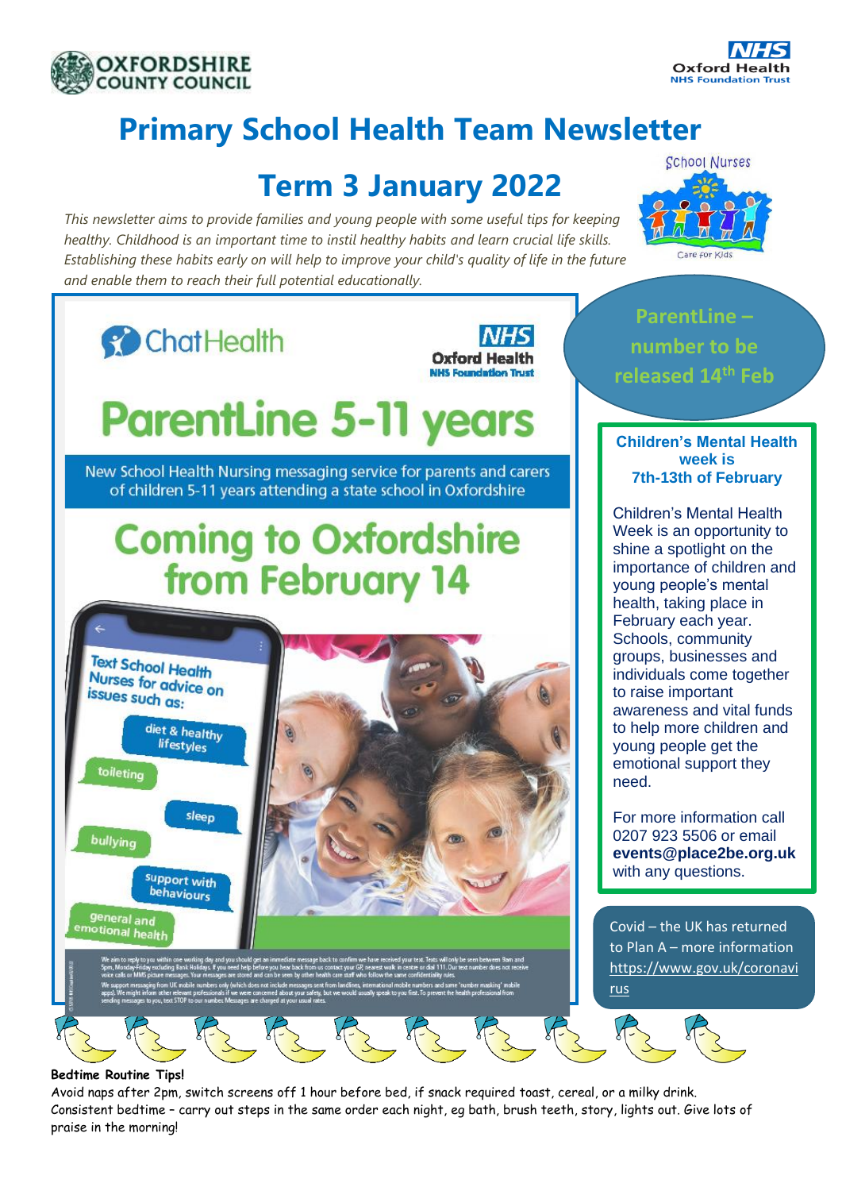OXFORDSHIRE COUNTY COUNCIL

NHS Oxford Health NHS Foundation Trust

# Primary School Health Team Newsletter

## Term 3 January 2022

School Nurses

Care for Kids

*This newsletter aims to provide families and young people with some useful tips for keeping healthy. Childhood is an important time to instil healthy habits and learn crucial life skills. Establishing these habits early on will help to improve your child's quality of life in the future and enable them to reach their full potential educationally.*

ChatHealth

NHS Oxford Health NHS Foundation Trust

# ParentLine 5-11 years

New School Health Nursing messaging service for parents and carers of children 5-11 years attending a state school in Oxfordshire

## Coming to Oxfordshire from February 14

Text School Health Nurses for advice on issues such as:

- diet & healthy lifestyles
- toileting
- sleep
- bullying
- support with behaviours
- general and emotional health

We aim to reply to you within one working day and you should get an immediate message back to confirm we have received your text. Texts will only be seen between 9am and 5pm, Monday-Friday excluding Bank Holidays. If you need help before you hear back from us contact your GP, nearest walk in centre or dial 111. Our text number does not receive voice calls or MMS picture messages. Your messages are stored and can be seen by other health care staff who follow the same confidentiality rules.

We support messaging from UK mobile numbers only (which does not include messages sent from landlines, international mobile numbers and some "number masking" mobile apps). We might inform other relevant professionals if we were concerned about your safety, but we would usually speak to you first. To prevent the health professional from sending messages to you, text STOP to our number. Messages are charged at your usual rates.

**ParentLine – number to be released 14th Feb**

### Children's Mental Health week is 7th-13th of February

Children's Mental Health Week is an opportunity to shine a spotlight on the importance of children and young people's mental health, taking place in February each year. Schools, community groups, businesses and individuals come together to raise important awareness and vital funds to help more children and young people get the emotional support they need.

For more information call 0207 923 5506 or email **events@place2be.org.uk** with any questions.

Covid – the UK has returned to Plan A – more information https://www.gov.uk/coronavirus

**Bedtime Routine Tips!**

Avoid naps after 2pm, switch screens off 1 hour before bed, if snack required toast, cereal, or a milky drink.
Consistent bedtime – carry out steps in the same order each night, eg bath, brush teeth, story, lights out. Give lots of praise in the morning!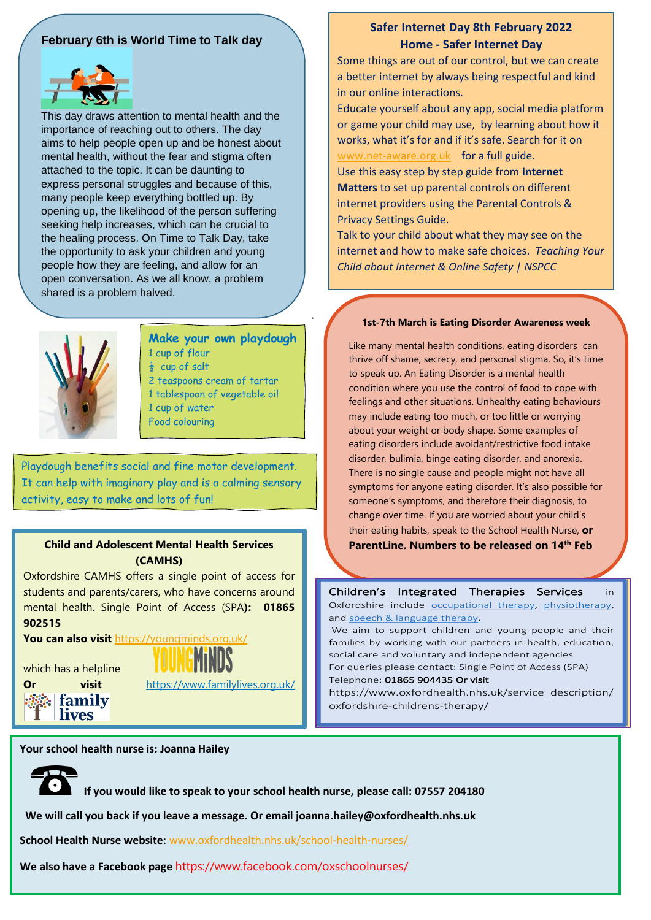## February 6th is World Time to Talk day

This day draws attention to mental health and the importance of reaching out to others. The day aims to help people open up and be honest about mental health, without the fear and stigma often attached to the topic. It can be daunting to express personal struggles and because of this, many people keep everything bottled up. By opening up, the likelihood of the person suffering seeking help increases, which can be crucial to the healing process. On Time to Talk Day, take the opportunity to ask your children and young people how they are feeling, and allow for an open conversation. As we all know, a problem shared is a problem halved.

## Safer Internet Day 8th February 2022
### Home - Safer Internet Day

Some things are out of our control, but we can create a better internet by always being respectful and kind in our online interactions.

Educate yourself about any app, social media platform or game your child may use, by learning about how it works, what it's for and if it's safe. Search for it on www.net-aware.org.uk for a full guide.

Use this easy step by step guide from **Internet Matters** to set up parental controls on different internet providers using the Parental Controls & Privacy Settings Guide.

Talk to your child about what they may see on the internet and how to make safe choices. *Teaching Your Child about Internet & Online Safety | NSPCC*

## Make your own playdough

- 1 cup of flour
- ½ cup of salt
- 2 teaspoons cream of tartar
- 1 tablespoon of vegetable oil
- 1 cup of water
- Food colouring

Playdough benefits social and fine motor development. It can help with imaginary play and is a calming sensory activity, easy to make and lots of fun!

## 1st-7th March is Eating Disorder Awareness week

Like many mental health conditions, eating disorders can thrive off shame, secrecy, and personal stigma. So, it's time to speak up. An Eating Disorder is a mental health condition where you use the control of food to cope with feelings and other situations. Unhealthy eating behaviours may include eating too much, or too little or worrying about your weight or body shape. Some examples of eating disorders include avoidant/restrictive food intake disorder, bulimia, binge eating disorder, and anorexia. There is no single cause and people might not have all symptoms for anyone eating disorder. It's also possible for someone's symptoms, and therefore their diagnosis, to change over time. If you are worried about your child's their eating habits, speak to the School Health Nurse, **or ParentLine. Numbers to be released on 14th Feb**

## Child and Adolescent Mental Health Services (CAMHS)

Oxfordshire CAMHS offers a single point of access for students and parents/carers, who have concerns around mental health. Single Point of Access (SPA)**: 01865 902515**

**You can also visit** https://youngminds.org.uk/

which has a helpline

**Or** visit https://www.familylives.org.uk/

## Children's Integrated Therapies Services

Children's Integrated Therapies Services in Oxfordshire include occupational therapy, physiotherapy, and speech & language therapy.

We aim to support children and young people and their families by working with our partners in health, education, social care and voluntary and independent agencies

For queries please contact: Single Point of Access (SPA) Telephone: **01865 904435 Or visit**

https://www.oxfordhealth.nhs.uk/service_description/oxfordshire-childrens-therapy/

**Your school health nurse is: Joanna Hailey**

**If you would like to speak to your school health nurse, please call: 07557 204180**

**We will call you back if you leave a message. Or email joanna.hailey@oxfordhealth.nhs.uk**

**School Health Nurse website**: www.oxfordhealth.nhs.uk/school-health-nurses/

**We also have a Facebook page** https://www.facebook.com/oxschoolnurses/